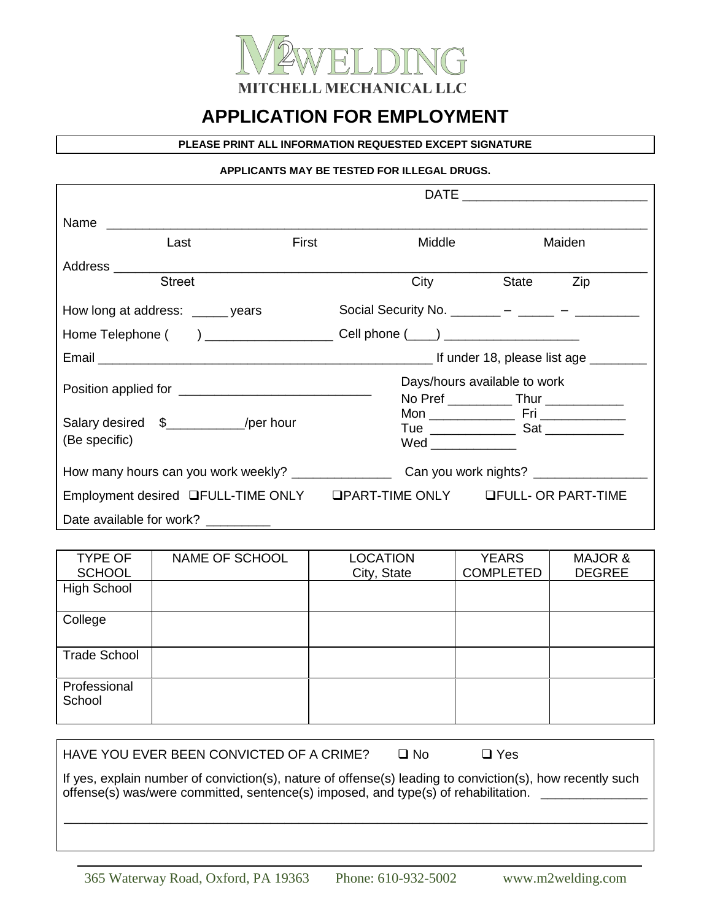**M2WELDING**
**MITCHELL MECHANICAL LLC**

# APPLICATION FOR EMPLOYMENT

**PLEASE PRINT ALL INFORMATION REQUESTED EXCEPT SIGNATURE**

**APPLICANTS MAY BE TESTED FOR ILLEGAL DRUGS.**

DATE ___________________________

Name ___________________________________________________________________________
Last First Middle Maiden

Address ___________________________________________________________________________
Street City State Zip

How long at address: _____ years Social Security No. _______ – _____ – _________

Home Telephone ( ) _________________ Cell phone (____) ___________________

Email _______________________________________________ If under 18, please list age ________

Position applied for ___________________________

Salary desired $___________/per hour
(Be specific)

Days/hours available to work
No Pref _________ Thur ___________
Mon ____________ Fri ____________
Tue ____________ Sat ___________
Wed ____________

How many hours can you work weekly? ______________ Can you work nights? ________________

Employment desired ❑FULL-TIME ONLY ❑PART-TIME ONLY ❑FULL- OR PART-TIME

Date available for work? _________

| TYPE OF SCHOOL | NAME OF SCHOOL | LOCATION City, State | YEARS COMPLETED | MAJOR & DEGREE |
|---|---|---|---|---|
| High School | | | | |
| College | | | | |
| Trade School | | | | |
| Professional School | | | | |

HAVE YOU EVER BEEN CONVICTED OF A CRIME? ❑ No ❑ Yes

If yes, explain number of conviction(s), nature of offense(s) leading to conviction(s), how recently such offense(s) was/were committed, sentence(s) imposed, and type(s) of rehabilitation. _______________

___________________________________________________________________________

365 Waterway Road, Oxford, PA 19363 Phone: 610-932-5002 www.m2welding.com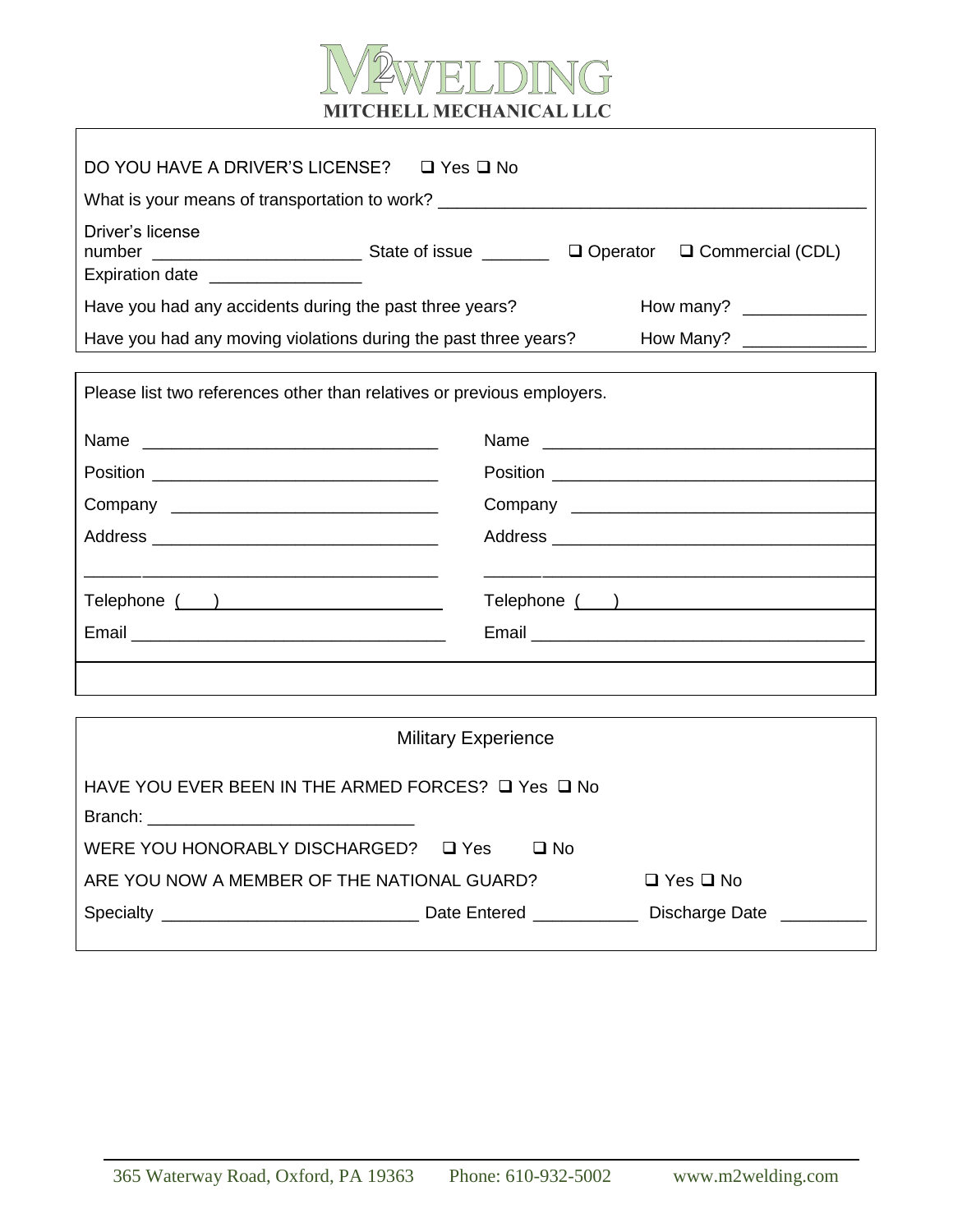M2WELDING
MITCHELL MECHANICAL LLC

DO YOU HAVE A DRIVER'S LICENSE? ☐ Yes ☐ No

What is your means of transportation to work? ____________________________________________

Driver's license number ______________________ State of issue _______ ☐ Operator ☐ Commercial (CDL)

Expiration date ________________

Have you had any accidents during the past three years? How many? ____________

Have you had any moving violations during the past three years? How Many? ____________

Please list two references other than relatives or previous employers.

| | |
|---|---|
| Name _______________________________ | Name ___________________________________ |
| Position ______________________________ | Position _________________________________ |
| Company ____________________________ | Company ________________________________ |
| Address ______________________________ | Address _________________________________ |
| ___________________________________ | ______________________________________ |
| Telephone ( ) ________________________ | Telephone ( ) ___________________________ |
| Email ________________________________ | Email __________________________________ |

## Military Experience

HAVE YOU EVER BEEN IN THE ARMED FORCES? ☐ Yes ☐ No

Branch: ____________________________

WERE YOU HONORABLY DISCHARGED? ☐ Yes ☐ No

ARE YOU NOW A MEMBER OF THE NATIONAL GUARD? ☐ Yes ☐ No

Specialty ___________________________ Date Entered ___________ Discharge Date _________

365 Waterway Road, Oxford, PA 19363 Phone: 610-932-5002 www.m2welding.com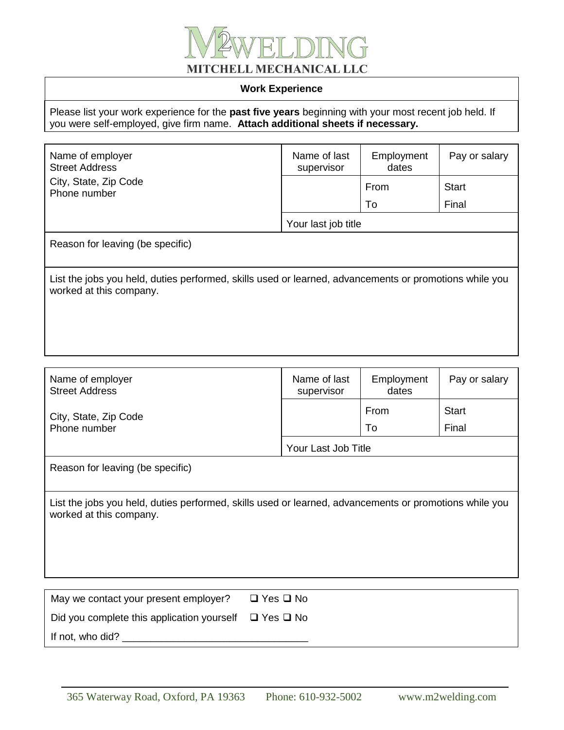# M2WELDING

**MITCHELL MECHANICAL LLC**

## Work Experience

Please list your work experience for the **past five years** beginning with your most recent job held. If you were self-employed, give firm name. **Attach additional sheets if necessary.**

| Name of employer<br>Street Address<br>City, State, Zip Code<br>Phone number | Name of last supervisor | Employment dates | Pay or salary |
|---|---|---|---|
| | | From | Start |
| | | To | Final |
| | Your last job title | | |

Reason for leaving (be specific)

List the jobs you held, duties performed, skills used or learned, advancements or promotions while you worked at this company.

| Name of employer<br>Street Address<br>City, State, Zip Code<br>Phone number | Name of last supervisor | Employment dates | Pay or salary |
|---|---|---|---|
| | | From | Start |
| | | To | Final |
| | Your Last Job Title | | |

Reason for leaving (be specific)

List the jobs you held, duties performed, skills used or learned, advancements or promotions while you worked at this company.

May we contact your present employer? ❑ Yes ❑ No

Did you complete this application yourself ❑ Yes ❑ No

If not, who did? ________________________________

365 Waterway Road, Oxford, PA 19363 Phone: 610-932-5002 www.m2welding.com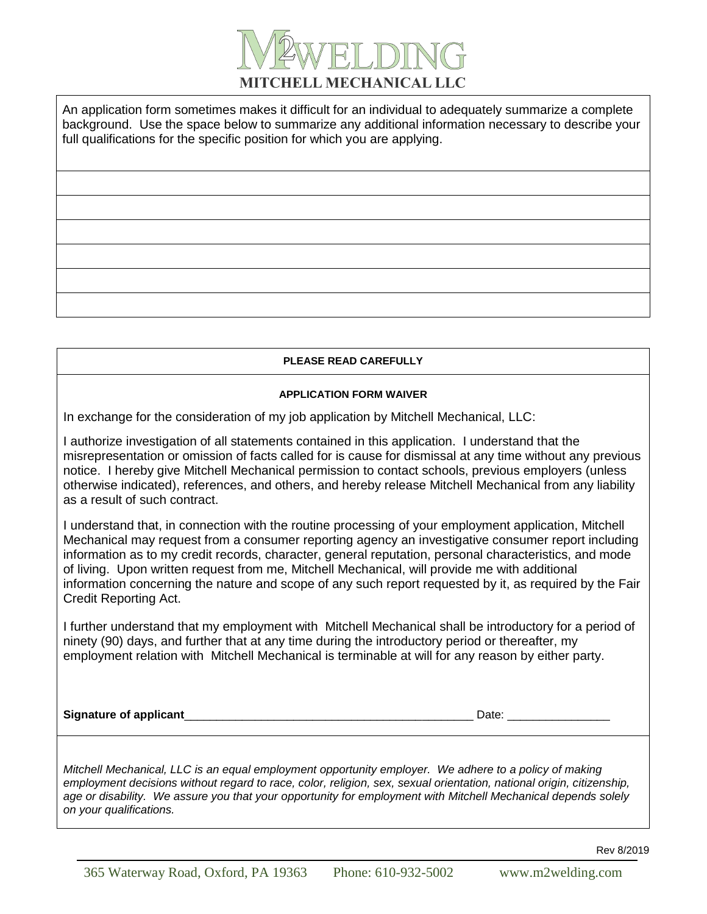An application form sometimes makes it difficult for an individual to adequately summarize a complete background. Use the space below to summarize any additional information necessary to describe your full qualifications for the specific position for which you are applying.

**PLEASE READ CAREFULLY**

**APPLICATION FORM WAIVER**

In exchange for the consideration of my job application by Mitchell Mechanical, LLC:

I authorize investigation of all statements contained in this application. I understand that the misrepresentation or omission of facts called for is cause for dismissal at any time without any previous notice. I hereby give Mitchell Mechanical permission to contact schools, previous employers (unless otherwise indicated), references, and others, and hereby release Mitchell Mechanical from any liability as a result of such contract.

I understand that, in connection with the routine processing of your employment application, Mitchell Mechanical may request from a consumer reporting agency an investigative consumer report including information as to my credit records, character, general reputation, personal characteristics, and mode of living. Upon written request from me, Mitchell Mechanical, will provide me with additional information concerning the nature and scope of any such report requested by it, as required by the Fair Credit Reporting Act.

I further understand that my employment with Mitchell Mechanical shall be introductory for a period of ninety (90) days, and further that at any time during the introductory period or thereafter, my employment relation with Mitchell Mechanical is terminable at will for any reason by either party.

**Signature of applicant**_____________________________________________ Date: _______________

*Mitchell Mechanical, LLC is an equal employment opportunity employer. We adhere to a policy of making employment decisions without regard to race, color, religion, sex, sexual orientation, national origin, citizenship, age or disability. We assure you that your opportunity for employment with Mitchell Mechanical depends solely on your qualifications.*

Rev 8/2019